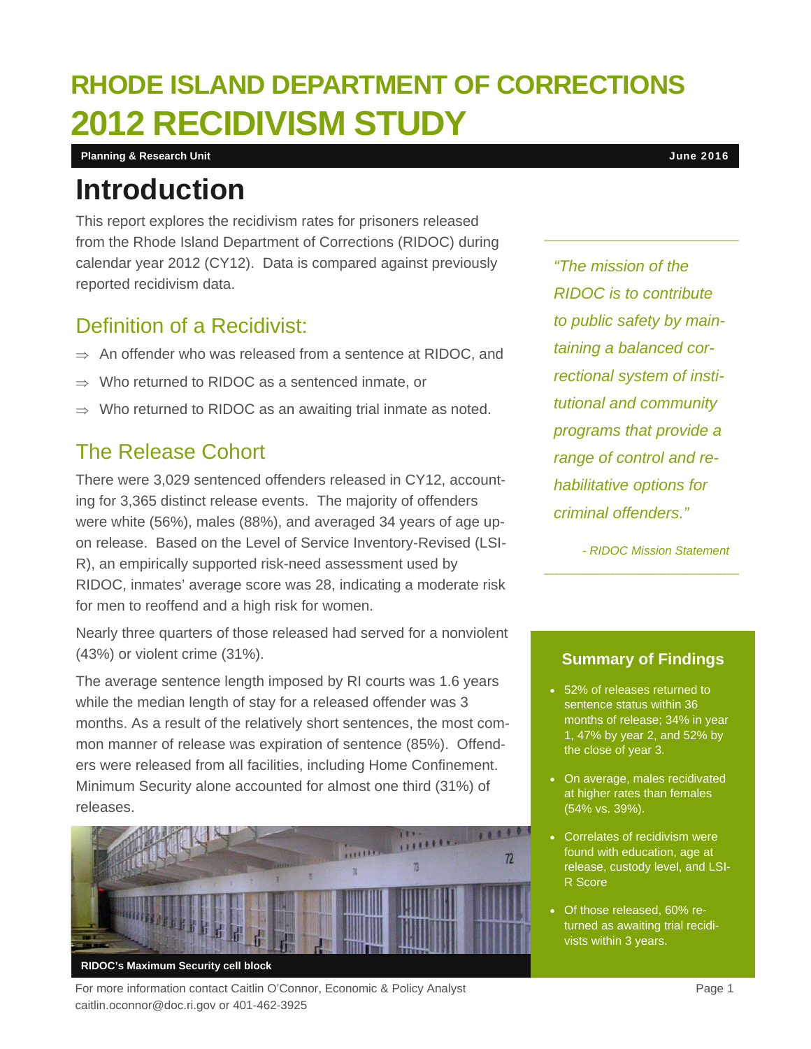# RHODE ISLAND DEPARTMENT OF CORRECTIONS
# 2012 RECIDIVISM STUDY

**Planning & Research Unit** **June 2016**

## Introduction

This report explores the recidivism rates for prisoners released from the Rhode Island Department of Corrections (RIDOC) during calendar year 2012 (CY12). Data is compared against previously reported recidivism data.

### Definition of a Recidivist:

- ⇒ An offender who was released from a sentence at RIDOC, and
- ⇒ Who returned to RIDOC as a sentenced inmate, or
- ⇒ Who returned to RIDOC as an awaiting trial inmate as noted.

### The Release Cohort

There were 3,029 sentenced offenders released in CY12, accounting for 3,365 distinct release events. The majority of offenders were white (56%), males (88%), and averaged 34 years of age upon release. Based on the Level of Service Inventory-Revised (LSI-R), an empirically supported risk-need assessment used by RIDOC, inmates' average score was 28, indicating a moderate risk for men to reoffend and a high risk for women.

Nearly three quarters of those released had served for a nonviolent (43%) or violent crime (31%).

The average sentence length imposed by RI courts was 1.6 years while the median length of stay for a released offender was 3 months. As a result of the relatively short sentences, the most common manner of release was expiration of sentence (85%). Offenders were released from all facilities, including Home Confinement. Minimum Security alone accounted for almost one third (31%) of releases.

**RIDOC's Maximum Security cell block**

*"The mission of the RIDOC is to contribute to public safety by maintaining a balanced correctional system of institutional and community programs that provide a range of control and rehabilitative options for criminal offenders."*

*- RIDOC Mission Statement*

### Summary of Findings

- 52% of releases returned to sentence status within 36 months of release; 34% in year 1, 47% by year 2, and 52% by the close of year 3.
- On average, males recidivated at higher rates than females (54% vs. 39%).
- Correlates of recidivism were found with education, age at release, custody level, and LSI-R Score
- Of those released, 60% returned as awaiting trial recidivists within 3 years.

For more information contact Caitlin O'Connor, Economic & Policy Analyst
caitlin.oconnor@doc.ri.gov or 401-462-3925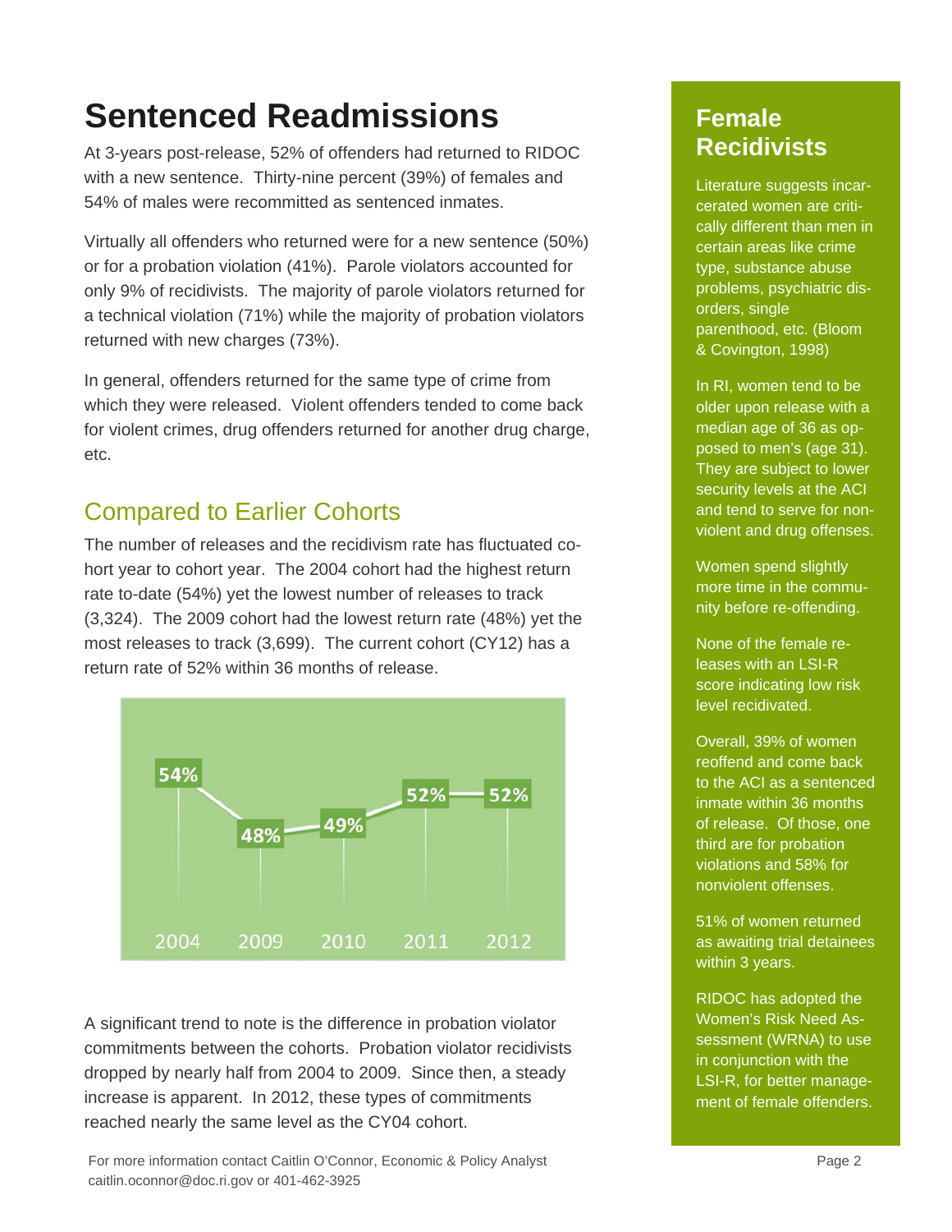# Sentenced Readmissions

At 3-years post-release, 52% of offenders had returned to RIDOC with a new sentence. Thirty-nine percent (39%) of females and 54% of males were recommitted as sentenced inmates.

Virtually all offenders who returned were for a new sentence (50%) or for a probation violation (41%). Parole violators accounted for only 9% of recidivists. The majority of parole violators returned for a technical violation (71%) while the majority of probation violators returned with new charges (73%).

In general, offenders returned for the same type of crime from which they were released. Violent offenders tended to come back for violent crimes, drug offenders returned for another drug charge, etc.

## Compared to Earlier Cohorts

The number of releases and the recidivism rate has fluctuated cohort year to cohort year. The 2004 cohort had the highest return rate to-date (54%) yet the lowest number of releases to track (3,324). The 2009 cohort had the lowest return rate (48%) yet the most releases to track (3,699). The current cohort (CY12) has a return rate of 52% within 36 months of release.

| 2004 | 2009 | 2010 | 2011 | 2012 |
|---|---|---|---|---|
| 54% | 48% | 49% | 52% | 52% |

A significant trend to note is the difference in probation violator commitments between the cohorts. Probation violator recidivists dropped by nearly half from 2004 to 2009. Since then, a steady increase is apparent. In 2012, these types of commitments reached nearly the same level as the CY04 cohort.

## Female Recidivists

Literature suggests incarcerated women are critically different than men in certain areas like crime type, substance abuse problems, psychiatric disorders, single parenthood, etc. (Bloom & Covington, 1998)

In RI, women tend to be older upon release with a median age of 36 as opposed to men's (age 31). They are subject to lower security levels at the ACI and tend to serve for non-violent and drug offenses.

Women spend slightly more time in the community before re-offending.

None of the female releases with an LSI-R score indicating low risk level recidivated.

Overall, 39% of women reoffend and come back to the ACI as a sentenced inmate within 36 months of release. Of those, one third are for probation violations and 58% for nonviolent offenses.

51% of women returned as awaiting trial detainees within 3 years.

RIDOC has adopted the Women's Risk Need Assessment (WRNA) to use in conjunction with the LSI-R, for better management of female offenders.

For more information contact Caitlin O'Connor, Economic & Policy Analyst
caitlin.oconnor@doc.ri.gov or 401-462-3925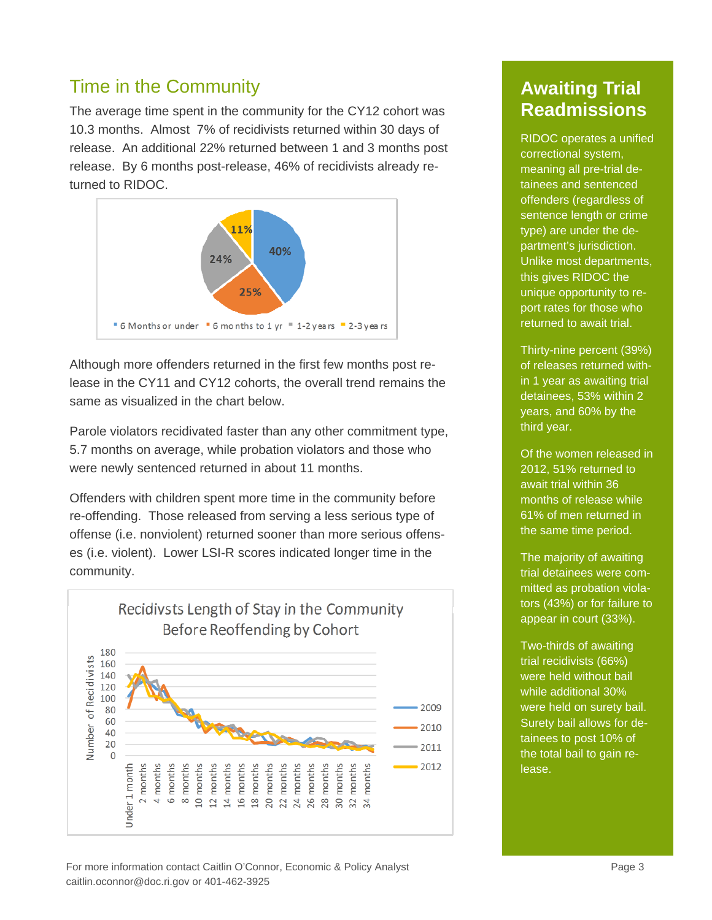## Time in the Community

The average time spent in the community for the CY12 cohort was 10.3 months. Almost 7% of recidivists returned within 30 days of release. An additional 22% returned between 1 and 3 months post release. By 6 months post-release, 46% of recidivists already returned to RIDOC.

| 6 Months or under | 6 months to 1 yr | 1-2 years | 2-3 years |
|---|---|---|---|
| 40% | 25% | 24% | 11% |

Although more offenders returned in the first few months post release in the CY11 and CY12 cohorts, the overall trend remains the same as visualized in the chart below.

Parole violators recidivated faster than any other commitment type, 5.7 months on average, while probation violators and those who were newly sentenced returned in about 11 months.

Offenders with children spent more time in the community before re-offending. Those released from serving a less serious type of offense (i.e. nonviolent) returned sooner than more serious offenses (i.e. violent). Lower LSI-R scores indicated longer time in the community.

**Recidivsts Length of Stay in the Community Before Reoffending by Cohort**

## Awaiting Trial Readmissions

RIDOC operates a unified correctional system, meaning all pre-trial detainees and sentenced offenders (regardless of sentence length or crime type) are under the department's jurisdiction. Unlike most departments, this gives RIDOC the unique opportunity to report rates for those who returned to await trial.

Thirty-nine percent (39%) of releases returned within 1 year as awaiting trial detainees, 53% within 2 years, and 60% by the third year.

Of the women released in 2012, 51% returned to await trial within 36 months of release while 61% of men returned in the same time period.

The majority of awaiting trial detainees were committed as probation violators (43%) or for failure to appear in court (33%).

Two-thirds of awaiting trial recidivists (66%) were held without bail while additional 30% were held on surety bail. Surety bail allows for detainees to post 10% of the total bail to gain release.

For more information contact Caitlin O'Connor, Economic & Policy Analyst
caitlin.oconnor@doc.ri.gov or 401-462-3925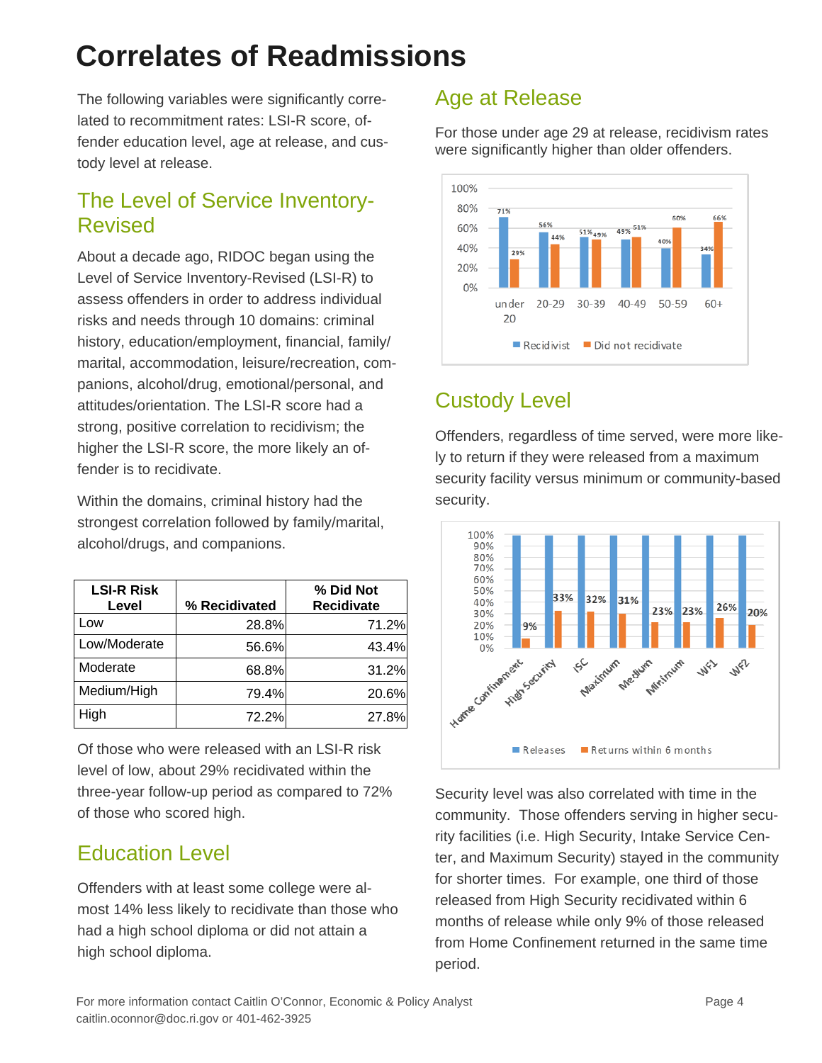# Correlates of Readmissions

The following variables were significantly correlated to recommitment rates: LSI-R score, offender education level, age at release, and custody level at release.

## The Level of Service Inventory-Revised

About a decade ago, RIDOC began using the Level of Service Inventory-Revised (LSI-R) to assess offenders in order to address individual risks and needs through 10 domains: criminal history, education/employment, financial, family/marital, accommodation, leisure/recreation, companions, alcohol/drug, emotional/personal, and attitudes/orientation. The LSI-R score had a strong, positive correlation to recidivism; the higher the LSI-R score, the more likely an offender is to recidivate.

Within the domains, criminal history had the strongest correlation followed by family/marital, alcohol/drugs, and companions.

| LSI-R Risk Level | % Recidivated | % Did Not Recidivate |
|---|---|---|
| Low | 28.8% | 71.2% |
| Low/Moderate | 56.6% | 43.4% |
| Moderate | 68.8% | 31.2% |
| Medium/High | 79.4% | 20.6% |
| High | 72.2% | 27.8% |

Of those who were released with an LSI-R risk level of low, about 29% recidivated within the three-year follow-up period as compared to 72% of those who scored high.

## Education Level

Offenders with at least some college were almost 14% less likely to recidivate than those who had a high school diploma or did not attain a high school diploma.

## Age at Release

For those under age 29 at release, recidivism rates were significantly higher than older offenders.

100%
80%
60%
40%
20%
0%

71% 29%
56% 44%
51% 49%
49% 51%
40% 60%
34% 66%

under 20 | 20-29 | 30-39 | 40-49 | 50-59 | 60+

Recidivist | Did not recidivate

## Custody Level

Offenders, regardless of time served, were more likely to return if they were released from a maximum security facility versus minimum or community-based security.

100%
90%
80%
70%
60%
50%
40%
30%
20%
10%
0%

9%
33%
32%
31%
23%
23%
26%
20%

Home Confinement | High Security | ISC | Maximum | Medium | Minimum | WF1 | WF2

Releases | Returns within 6 months

Security level was also correlated with time in the community. Those offenders serving in higher security facilities (i.e. High Security, Intake Service Center, and Maximum Security) stayed in the community for shorter times. For example, one third of those released from High Security recidivated within 6 months of release while only 9% of those released from Home Confinement returned in the same time period.

For more information contact Caitlin O'Connor, Economic & Policy Analyst
caitlin.oconnor@doc.ri.gov or 401-462-3925